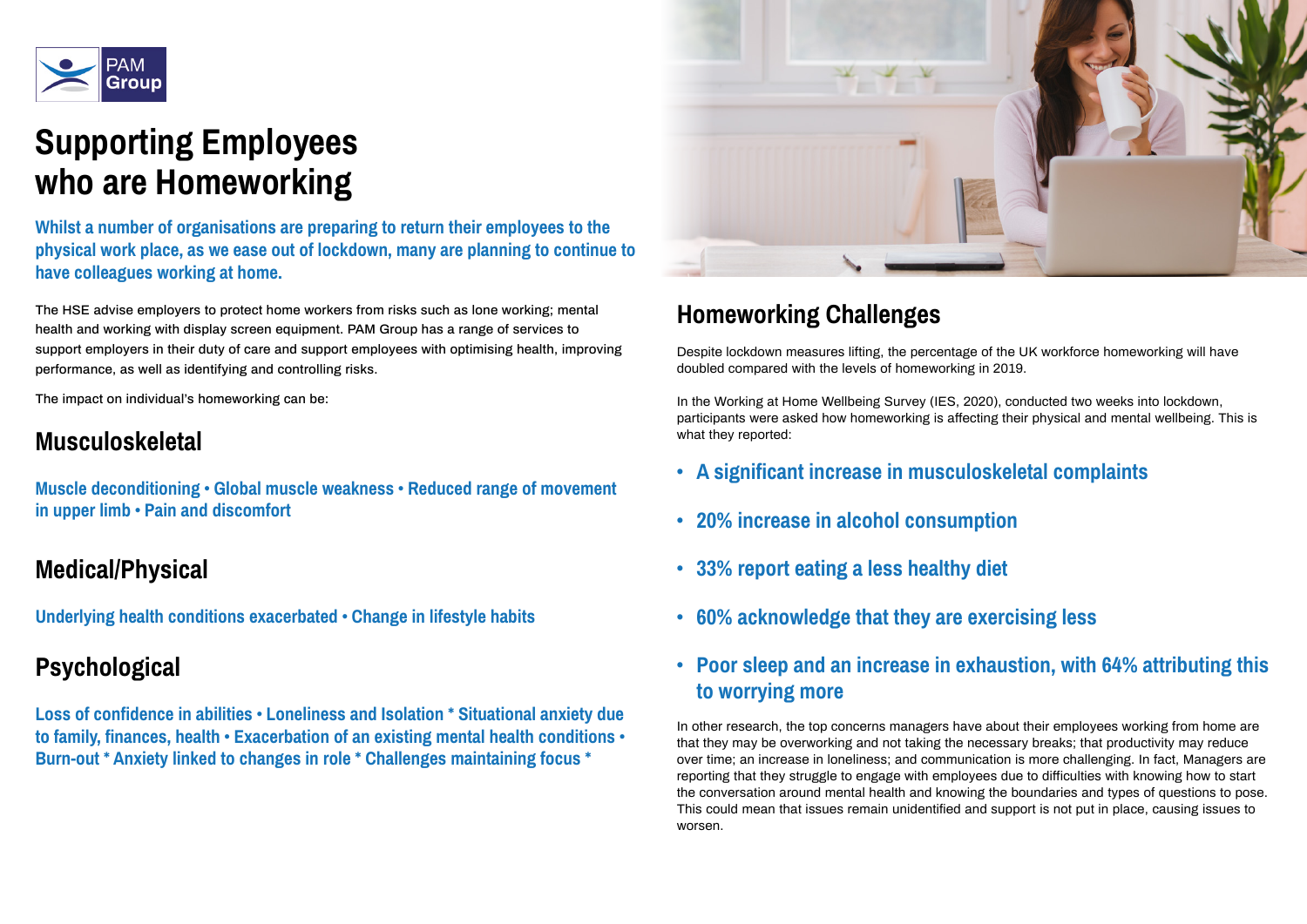PAM Group

# Supporting Employees who are Homeworking

**Whilst a number of organisations are preparing to return their employees to the physical work place, as we ease out of lockdown, many are planning to continue to have colleagues working at home.**

The HSE advise employers to protect home workers from risks such as lone working; mental health and working with display screen equipment. PAM Group has a range of services to support employers in their duty of care and support employees with optimising health, improving performance, as well as identifying and controlling risks.

The impact on individual's homeworking can be:

## Musculoskeletal

**Muscle deconditioning • Global muscle weakness • Reduced range of movement in upper limb • Pain and discomfort**

## Medical/Physical

**Underlying health conditions exacerbated • Change in lifestyle habits**

## Psychological

**Loss of confidence in abilities • Loneliness and Isolation * Situational anxiety due to family, finances, health • Exacerbation of an existing mental health conditions • Burn-out * Anxiety linked to changes in role * Challenges maintaining focus ***

## Homeworking Challenges

Despite lockdown measures lifting, the percentage of the UK workforce homeworking will have doubled compared with the levels of homeworking in 2019.

In the Working at Home Wellbeing Survey (IES, 2020), conducted two weeks into lockdown, participants were asked how homeworking is affecting their physical and mental wellbeing. This is what they reported:

- **A significant increase in musculoskeletal complaints**
- **20% increase in alcohol consumption**
- **33% report eating a less healthy diet**
- **60% acknowledge that they are exercising less**
- **Poor sleep and an increase in exhaustion, with 64% attributing this to worrying more**

In other research, the top concerns managers have about their employees working from home are that they may be overworking and not taking the necessary breaks; that productivity may reduce over time; an increase in loneliness; and communication is more challenging. In fact, Managers are reporting that they struggle to engage with employees due to difficulties with knowing how to start the conversation around mental health and knowing the boundaries and types of questions to pose. This could mean that issues remain unidentified and support is not put in place, causing issues to worsen.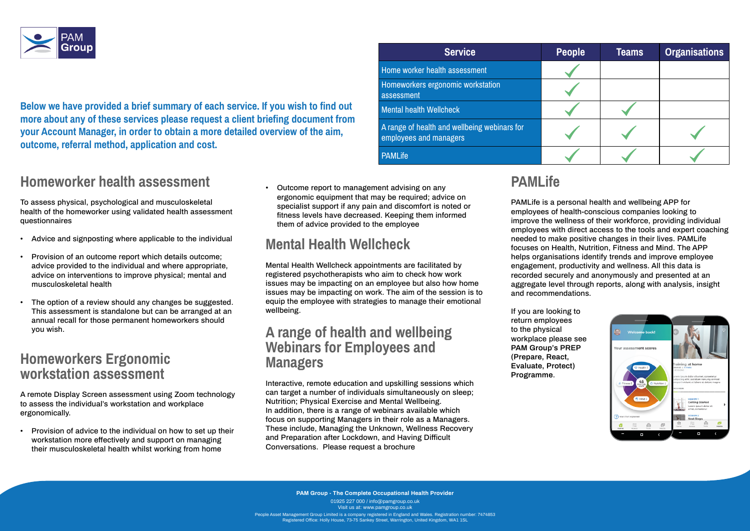Below we have provided a brief summary of each service. If you wish to find out more about any of these services please request a client briefing document from your Account Manager, in order to obtain a more detailed overview of the aim, outcome, referral method, application and cost.

| Service | People | Teams | Organisations |
|---|---|---|---|
| Home worker health assessment | ✓ | | |
| Homeworkers ergonomic workstation assessment | ✓ | | |
| Mental health Wellcheck | ✓ | ✓ | |
| A range of health and wellbeing webinars for employees and managers | ✓ | ✓ | ✓ |
| PAMLife | ✓ | ✓ | ✓ |

## Homeworker health assessment

To assess physical, psychological and musculoskeletal health of the homeworker using validated health assessment questionnaires

- Advice and signposting where applicable to the individual
- Provision of an outcome report which details outcome; advice provided to the individual and where appropriate, advice on interventions to improve physical; mental and musculoskeletal health
- The option of a review should any changes be suggested. This assessment is standalone but can be arranged at an annual recall for those permanent homeworkers should you wish.

## Homeworkers Ergonomic workstation assessment

A remote Display Screen assessment using Zoom technology to assess the individual's workstation and workplace ergonomically.

- Provision of advice to the individual on how to set up their workstation more effectively and support on managing their musculoskeletal health whilst working from home
- Outcome report to management advising on any ergonomic equipment that may be required; advice on specialist support if any pain and discomfort is noted or fitness levels have decreased. Keeping them informed of advice provided to the employee

## Mental Health Wellcheck

Mental Health Wellcheck appointments are facilitated by registered psychotherapists who aim to check how work issues may be impacting on an employee but also how home issues may be impacting on work. The aim of the session is to equip the employee with strategies to manage their emotional wellbeing.

## A range of health and wellbeing Webinars for Employees and Managers

Interactive, remote education and upskilling sessions which can target a number of individuals simultaneously on sleep; Nutrition; Physical Exercise and Mental Wellbeing.
In addition, there is a range of webinars available which focus on supporting Managers in their role as a Managers. These include, Managing the Unknown, Wellness Recovery and Preparation after Lockdown, and Having Difficult Conversations. Please request a brochure

## PAMLife

PAMLife is a personal health and wellbeing APP for employees of health-conscious companies looking to improve the wellness of their workforce, providing individual employees with direct access to the tools and expert coaching needed to make positive changes in their lives. PAMLife focuses on Health, Nutrition, Fitness and Mind. The APP helps organisations identify trends and improve employee engagement, productivity and wellness. All this data is recorded securely and anonymously and presented at an aggregate level through reports, along with analysis, insight and recommendations.

If you are looking to return employees to the physical workplace please see **PAM Group's PREP (Prepare, React, Evaluate, Protect) Programme.**

**PAM Group - The Complete Occupational Health Provider**

01925 227 000 / info@pamgroup.co.uk
Visit us at: www.pamgroup.co.uk

People Asset Management Group Limited is a company registered in England and Wales. Registration number: 7474853
Registered Office: Holly House, 73-75 Sankey Street, Warrington, United Kingdom, WA1 1SL